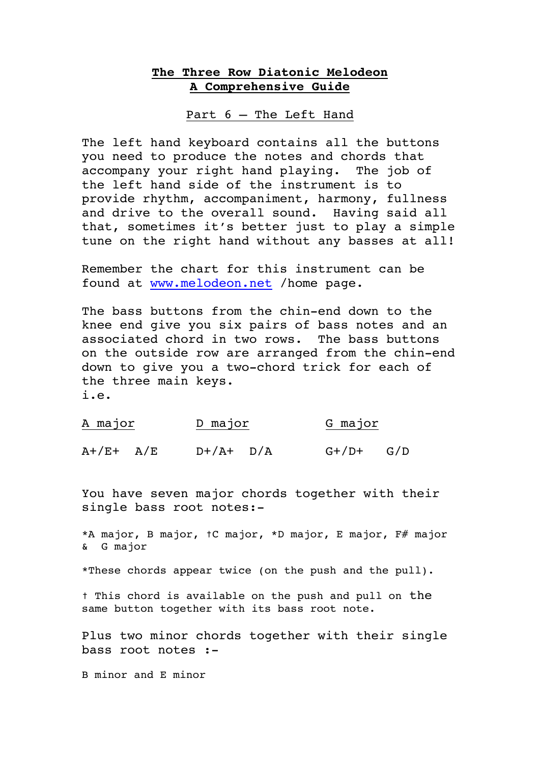# The Three Row Diatonic Melodeon
# A Comprehensive Guide

## Part 6 – The Left Hand

The left hand keyboard contains all the buttons you need to produce the notes and chords that accompany your right hand playing. The job of the left hand side of the instrument is to provide rhythm, accompaniment, harmony, fullness and drive to the overall sound. Having said all that, sometimes it's better just to play a simple tune on the right hand without any basses at all!

Remember the chart for this instrument can be found at www.melodeon.net /home page.

The bass buttons from the chin-end down to the knee end give you six pairs of bass notes and an associated chord in two rows. The bass buttons on the outside row are arranged from the chin-end down to give you a two-chord trick for each of the three main keys.
i.e.

| A major | D major | G major |
|---|---|---|
| A+/E+ A/E | D+/A+ D/A | G+/D+ G/D |

You have seven major chords together with their single bass root notes:-

*A major, B major, †C major, *D major, E major, F# major & G major

*These chords appear twice (on the push and the pull).

† This chord is available on the push and pull on the same button together with its bass root note.

Plus two minor chords together with their single bass root notes :-

B minor and E minor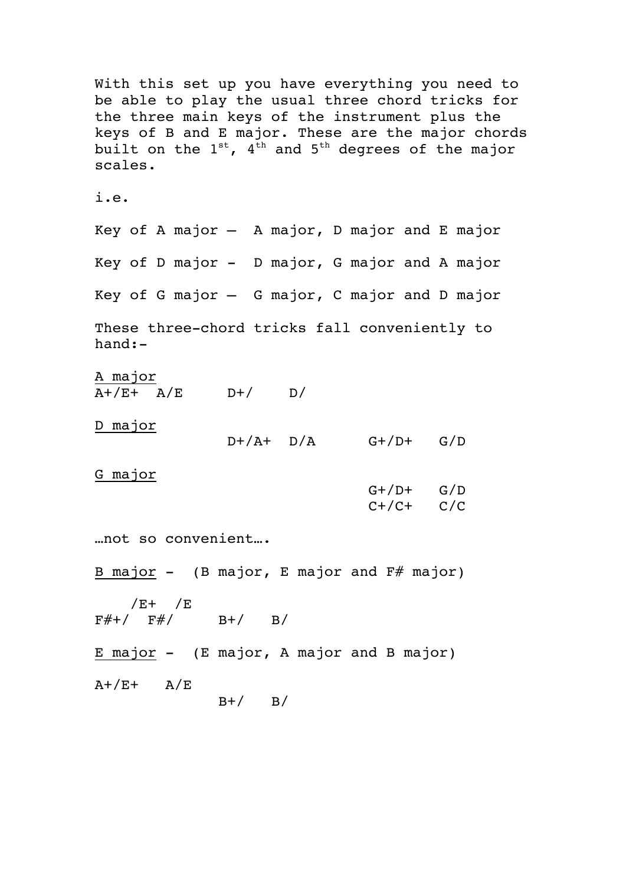With this set up you have everything you need to be able to play the usual three chord tricks for the three main keys of the instrument plus the keys of B and E major. These are the major chords built on the 1st, 4th and 5th degrees of the major scales.

i.e.

Key of A major – A major, D major and E major

Key of D major - D major, G major and A major

Key of G major – G major, C major and D major

These three-chord tricks fall conveniently to hand:-

```
A major
A+/E+  A/E     D+/    D/

D major
               D+/A+  D/A      G+/D+   G/D

G major
                               G+/D+   G/D
                               C+/C+   C/C
```

…not so convenient….

```
B major -  (B major, E major and F# major)

    /E+  /E
F#+/  F#/      B+/   B/

E major -  (E major, A major and B major)

A+/E+   A/E
               B+/   B/
```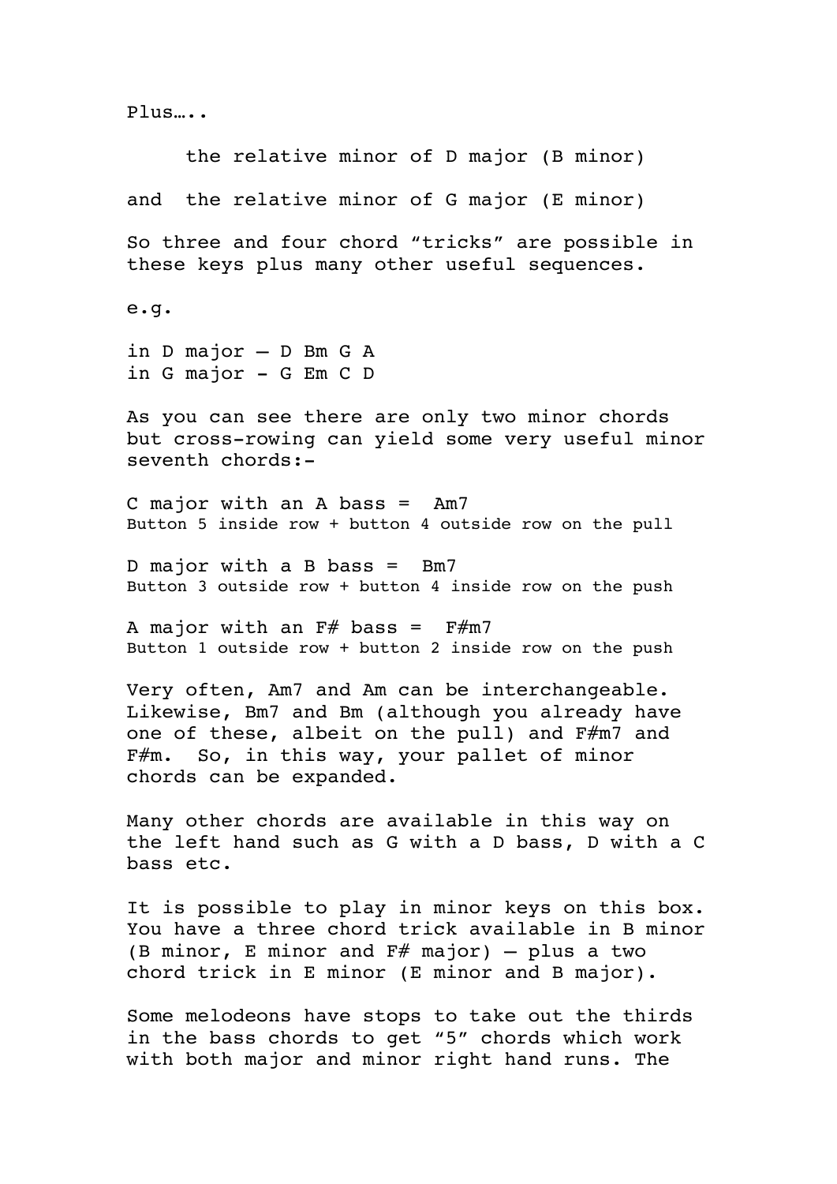Plus…..

the relative minor of D major (B minor)

and the relative minor of G major (E minor)

So three and four chord “tricks” are possible in these keys plus many other useful sequences.

e.g.

in D major – D Bm G A
in G major - G Em C D

As you can see there are only two minor chords but cross-rowing can yield some very useful minor seventh chords:-

C major with an A bass = Am7
Button 5 inside row + button 4 outside row on the pull

D major with a B bass = Bm7
Button 3 outside row + button 4 inside row on the push

A major with an F# bass = F#m7
Button 1 outside row + button 2 inside row on the push

Very often, Am7 and Am can be interchangeable. Likewise, Bm7 and Bm (although you already have one of these, albeit on the pull) and F#m7 and F#m. So, in this way, your pallet of minor chords can be expanded.

Many other chords are available in this way on the left hand such as G with a D bass, D with a C bass etc.

It is possible to play in minor keys on this box. You have a three chord trick available in B minor (B minor, E minor and F# major) – plus a two chord trick in E minor (E minor and B major).

Some melodeons have stops to take out the thirds in the bass chords to get “5” chords which work with both major and minor right hand runs. The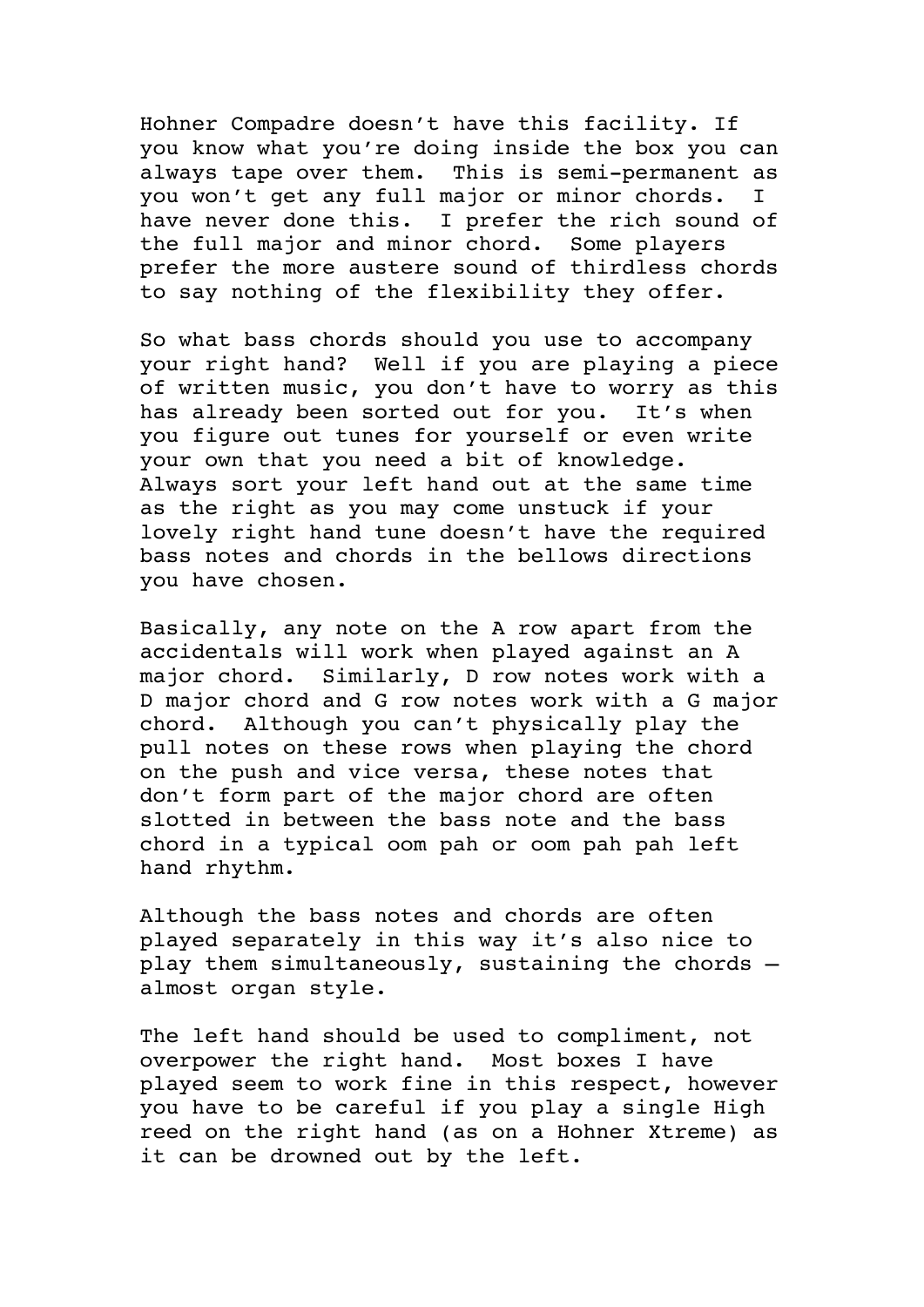Hohner Compadre doesn't have this facility. If you know what you're doing inside the box you can always tape over them. This is semi-permanent as you won't get any full major or minor chords. I have never done this. I prefer the rich sound of the full major and minor chord. Some players prefer the more austere sound of thirdless chords to say nothing of the flexibility they offer.

So what bass chords should you use to accompany your right hand? Well if you are playing a piece of written music, you don't have to worry as this has already been sorted out for you. It's when you figure out tunes for yourself or even write your own that you need a bit of knowledge. Always sort your left hand out at the same time as the right as you may come unstuck if your lovely right hand tune doesn't have the required bass notes and chords in the bellows directions you have chosen.

Basically, any note on the A row apart from the accidentals will work when played against an A major chord. Similarly, D row notes work with a D major chord and G row notes work with a G major chord. Although you can't physically play the pull notes on these rows when playing the chord on the push and vice versa, these notes that don't form part of the major chord are often slotted in between the bass note and the bass chord in a typical oom pah or oom pah pah left hand rhythm.

Although the bass notes and chords are often played separately in this way it's also nice to play them simultaneously, sustaining the chords – almost organ style.

The left hand should be used to compliment, not overpower the right hand. Most boxes I have played seem to work fine in this respect, however you have to be careful if you play a single High reed on the right hand (as on a Hohner Xtreme) as it can be drowned out by the left.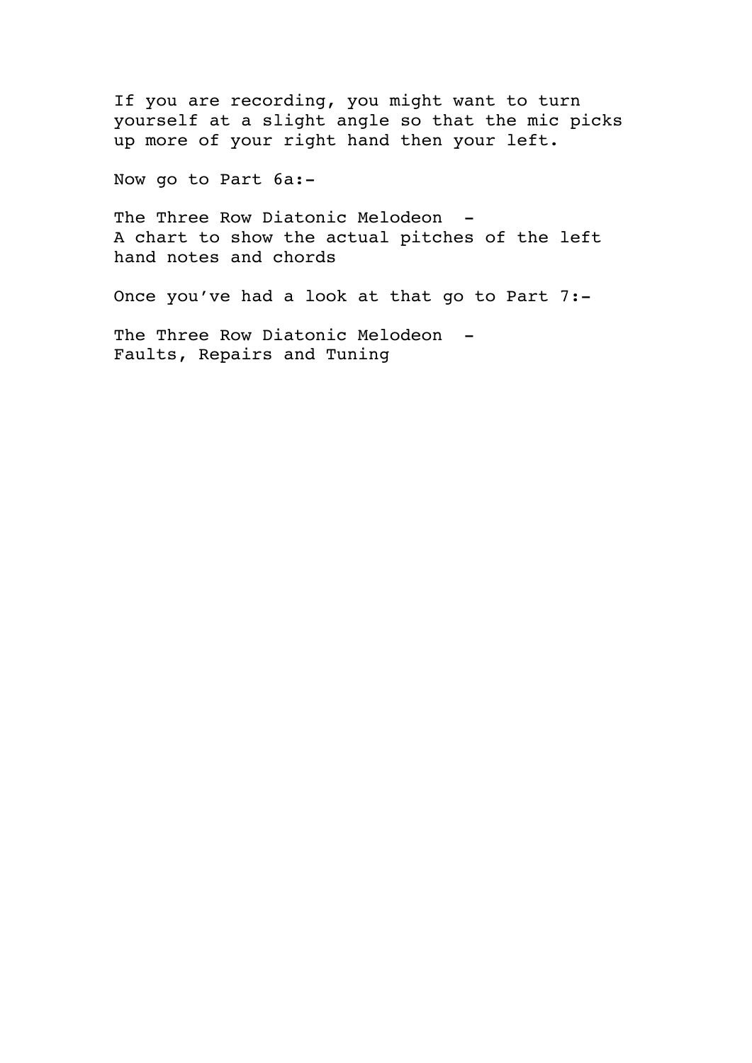If you are recording, you might want to turn yourself at a slight angle so that the mic picks up more of your right hand then your left.

Now go to Part 6a:-

The Three Row Diatonic Melodeon -
A chart to show the actual pitches of the left hand notes and chords

Once you've had a look at that go to Part 7:-

The Three Row Diatonic Melodeon -
Faults, Repairs and Tuning